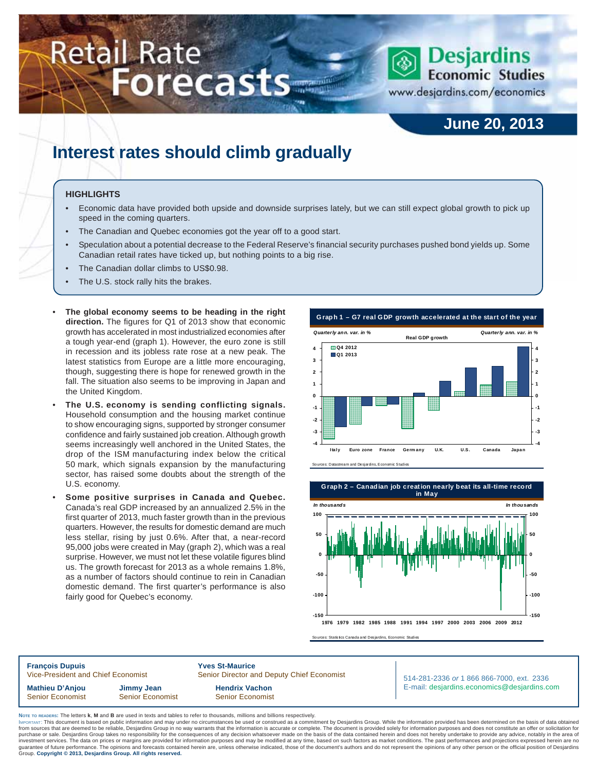# Retail Rate Forecasts

Desjardins Economic Studies
www.desjardins.com/economics

**June 20, 2013**

# Interest rates should climb gradually

## HIGHLIGHTS

- Economic data have provided both upside and downside surprises lately, but we can still expect global growth to pick up speed in the coming quarters.
- The Canadian and Quebec economies got the year off to a good start.
- Speculation about a potential decrease to the Federal Reserve's financial security purchases pushed bond yields up. Some Canadian retail rates have ticked up, but nothing points to a big rise.
- The Canadian dollar climbs to US$0.98.
- The U.S. stock rally hits the brakes.

- **The global economy seems to be heading in the right direction.** The figures for Q1 of 2013 show that economic growth has accelerated in most industrialized economies after a tough year-end (graph 1). However, the euro zone is still in recession and its jobless rate rose at a new peak. The latest statistics from Europe are a little more encouraging, though, suggesting there is hope for renewed growth in the fall. The situation also seems to be improving in Japan and the United Kingdom.
- **The U.S. economy is sending conflicting signals.** Household consumption and the housing market continue to show encouraging signs, supported by stronger consumer confidence and fairly sustained job creation. Although growth seems increasingly well anchored in the United States, the drop of the ISM manufacturing index below the critical 50 mark, which signals expansion by the manufacturing sector, has raised some doubts about the strength of the U.S. economy.
- **Some positive surprises in Canada and Quebec.** Canada's real GDP increased by an annualized 2.5% in the first quarter of 2013, much faster growth than in the previous quarters. However, the results for domestic demand are much less stellar, rising by just 0.6%. After that, a near-record 95,000 jobs were created in May (graph 2), which was a real surprise. However, we must not let these volatile figures blind us. The growth forecast for 2013 as a whole remains 1.8%, as a number of factors should continue to rein in Canadian domestic demand. The first quarter's performance is also fairly good for Quebec's economy.

**Graph 1 – G7 real GDP growth accelerated at the start of the year**

Sources: Datastream and Desjardins, Economic Studies

**Graph 2 – Canadian job creation nearly beat its all-time record in May**

Sources: Statistics Canada and Desjardins, Economic Studies

**François Dupuis**, Vice-President and Chief Economist
**Yves St-Maurice**, Senior Director and Deputy Chief Economist
**Mathieu D'Anjou**, Senior Economist
**Jimmy Jean**, Senior Economist
**Hendrix Vachon**, Senior Economist

514-281-2336 *or* 1 866 866-7000, ext. 2336
E-mail: desjardins.economics@desjardins.com

NOTE TO READERS: The letters **k**, **M** and **B** are used in texts and tables to refer to thousands, millions and billions respectively.
IMPORTANT: This document is based on public information and may under no circumstances be used or construed as a commitment by Desjardins Group. While the information provided has been determined on the basis of data obtained from sources that are deemed to be reliable, Desjardins Group in no way warrants that the information is accurate or complete. The document is provided solely for information purposes and does not constitute an offer or solicitation for purchase or sale. Desjardins Group takes no responsibility for the consequences of any decision whatsoever made on the basis of the data contained herein and does not hereby undertake to provide any advice, notably in the area of investment services. The data on prices or margins are provided for information purposes and may be modified at any time, based on such factors as market conditions. The past performances and projections expressed herein are no guarantee of future performance. The opinions and forecasts contained herein are, unless otherwise indicated, those of the document's authors and do not represent the opinions of any other person or the official position of Desjardins Group. **Copyright © 2013, Desjardins Group. All rights reserved.**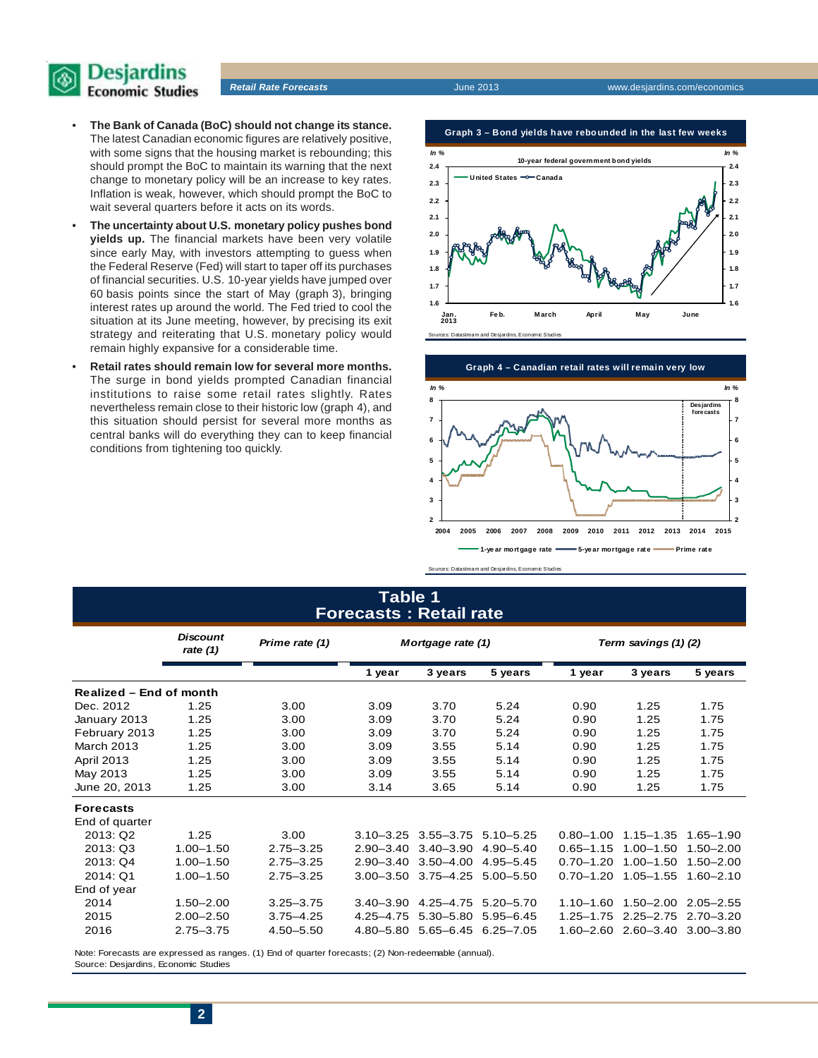- **The Bank of Canada (BoC) should not change its stance.** The latest Canadian economic figures are relatively positive, with some signs that the housing market is rebounding; this should prompt the BoC to maintain its warning that the next change to monetary policy will be an increase to key rates. Inflation is weak, however, which should prompt the BoC to wait several quarters before it acts on its words.
- **The uncertainty about U.S. monetary policy pushes bond yields up.** The financial markets have been very volatile since early May, with investors attempting to guess when the Federal Reserve (Fed) will start to taper off its purchases of financial securities. U.S. 10-year yields have jumped over 60 basis points since the start of May (graph 3), bringing interest rates up around the world. The Fed tried to cool the situation at its June meeting, however, by precising its exit strategy and reiterating that U.S. monetary policy would remain highly expansive for a considerable time.
- **Retail rates should remain low for several more months.** The surge in bond yields prompted Canadian financial institutions to raise some retail rates slightly. Rates nevertheless remain close to their historic low (graph 4), and this situation should persist for several more months as central banks will do everything they can to keep financial conditions from tightening too quickly.

**Graph 3 – Bond yields have rebounded in the last few weeks**

Sources: Datastream and Desjardins, Economic Studies

**Graph 4 – Canadian retail rates will remain very low**

Sources: Datastream and Desjardins, Economic Studies

## Table 1
## Forecasts : Retail rate

| | *Discount rate (1)* | *Prime rate (1)* | *Mortgage rate (1)* | | | *Term savings (1) (2)* | | |
|---|---|---|---|---|---|---|---|---|
| | | | **1 year** | **3 years** | **5 years** | **1 year** | **3 years** | **5 years** |
| **Realized – End of month** | | | | | | | | |
| Dec. 2012 | 1.25 | 3.00 | 3.09 | 3.70 | 5.24 | 0.90 | 1.25 | 1.75 |
| January 2013 | 1.25 | 3.00 | 3.09 | 3.70 | 5.24 | 0.90 | 1.25 | 1.75 |
| February 2013 | 1.25 | 3.00 | 3.09 | 3.70 | 5.24 | 0.90 | 1.25 | 1.75 |
| March 2013 | 1.25 | 3.00 | 3.09 | 3.55 | 5.14 | 0.90 | 1.25 | 1.75 |
| April 2013 | 1.25 | 3.00 | 3.09 | 3.55 | 5.14 | 0.90 | 1.25 | 1.75 |
| May 2013 | 1.25 | 3.00 | 3.09 | 3.55 | 5.14 | 0.90 | 1.25 | 1.75 |
| June 20, 2013 | 1.25 | 3.00 | 3.14 | 3.65 | 5.14 | 0.90 | 1.25 | 1.75 |
| **Forecasts** | | | | | | | | |
| End of quarter | | | | | | | | |
| 2013: Q2 | 1.25 | 3.00 | 3.10–3.25 | 3.55–3.75 | 5.10–5.25 | 0.80–1.00 | 1.15–1.35 | 1.65–1.90 |
| 2013: Q3 | 1.00–1.50 | 2.75–3.25 | 2.90–3.40 | 3.40–3.90 | 4.90–5.40 | 0.65–1.15 | 1.00–1.50 | 1.50–2.00 |
| 2013: Q4 | 1.00–1.50 | 2.75–3.25 | 2.90–3.40 | 3.50–4.00 | 4.95–5.45 | 0.70–1.20 | 1.00–1.50 | 1.50–2.00 |
| 2014: Q1 | 1.00–1.50 | 2.75–3.25 | 3.00–3.50 | 3.75–4.25 | 5.00–5.50 | 0.70–1.20 | 1.05–1.55 | 1.60–2.10 |
| End of year | | | | | | | | |
| 2014 | 1.50–2.00 | 3.25–3.75 | 3.40–3.90 | 4.25–4.75 | 5.20–5.70 | 1.10–1.60 | 1.50–2.00 | 2.05–2.55 |
| 2015 | 2.00–2.50 | 3.75–4.25 | 4.25–4.75 | 5.30–5.80 | 5.95–6.45 | 1.25–1.75 | 2.25–2.75 | 2.70–3.20 |
| 2016 | 2.75–3.75 | 4.50–5.50 | 4.80–5.80 | 5.65–6.45 | 6.25–7.05 | 1.60–2.60 | 2.60–3.40 | 3.00–3.80 |

Note: Forecasts are expressed as ranges. (1) End of quarter forecasts; (2) Non-redeemable (annual).
Source: Desjardins, Economic Studies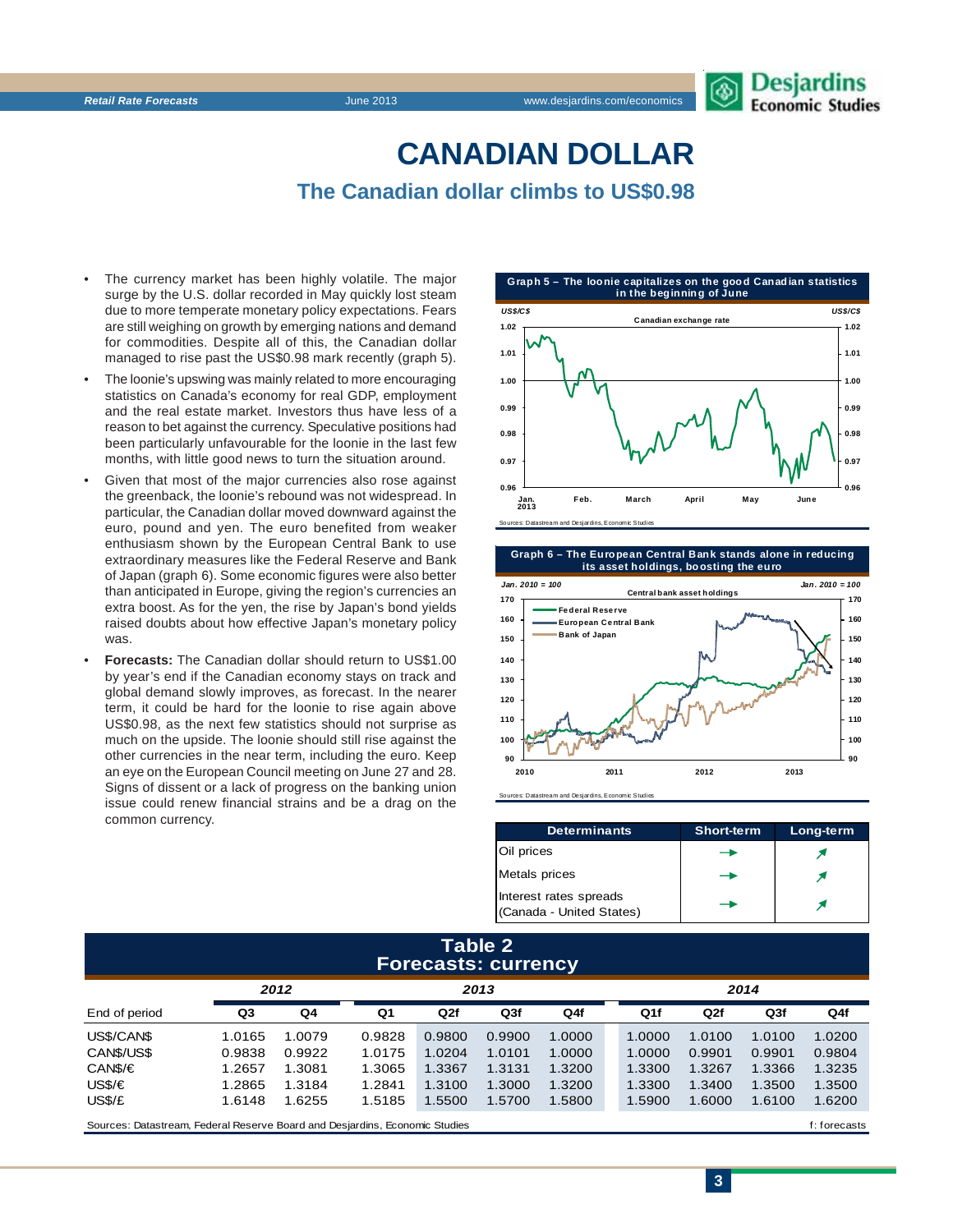# CANADIAN DOLLAR

## The Canadian dollar climbs to US$0.98

- The currency market has been highly volatile. The major surge by the U.S. dollar recorded in May quickly lost steam due to more temperate monetary policy expectations. Fears are still weighing on growth by emerging nations and demand for commodities. Despite all of this, the Canadian dollar managed to rise past the US$0.98 mark recently (graph 5).
- The loonie's upswing was mainly related to more encouraging statistics on Canada's economy for real GDP, employment and the real estate market. Investors thus have less of a reason to bet against the currency. Speculative positions had been particularly unfavourable for the loonie in the last few months, with little good news to turn the situation around.
- Given that most of the major currencies also rose against the greenback, the loonie's rebound was not widespread. In particular, the Canadian dollar moved downward against the euro, pound and yen. The euro benefited from weaker enthusiasm shown by the European Central Bank to use extraordinary measures like the Federal Reserve and Bank of Japan (graph 6). Some economic figures were also better than anticipated in Europe, giving the region's currencies an extra boost. As for the yen, the rise by Japan's bond yields raised doubts about how effective Japan's monetary policy was.
- **Forecasts:** The Canadian dollar should return to US$1.00 by year's end if the Canadian economy stays on track and global demand slowly improves, as forecast. In the nearer term, it could be hard for the loonie to rise again above US$0.98, as the next few statistics should not surprise as much on the upside. The loonie should still rise against the other currencies in the near term, including the euro. Keep an eye on the European Council meeting on June 27 and 28. Signs of dissent or a lack of progress on the banking union issue could renew financial strains and be a drag on the common currency.

**Graph 5 – The loonie capitalizes on the good Canadian statistics in the beginning of June**

Sources: Datastream and Desjardins, Economic Studies

**Graph 6 – The European Central Bank stands alone in reducing its asset holdings, boosting the euro**

Sources: Datastream and Desjardins, Economic Studies

| Determinants | Short-term | Long-term |
|---|---|---|
| Oil prices | → | ↗ |
| Metals prices | → | ↗ |
| Interest rates spreads (Canada - United States) | → | ↗ |

**Table 2**
**Forecasts: currency**

| End of period | 2012 | | 2013 | | | | 2014 | | | |
|---|---|---|---|---|---|---|---|---|---|---|
| | Q3 | Q4 | Q1 | Q2f | Q3f | Q4f | Q1f | Q2f | Q3f | Q4f |
| US$/CAN$ | 1.0165 | 1.0079 | 0.9828 | 0.9800 | 0.9900 | 1.0000 | 1.0000 | 1.0100 | 1.0100 | 1.0200 |
| CAN$/US$ | 0.9838 | 0.9922 | 1.0175 | 1.0204 | 1.0101 | 1.0000 | 1.0000 | 0.9901 | 0.9901 | 0.9804 |
| CAN$/€ | 1.2657 | 1.3081 | 1.3065 | 1.3367 | 1.3131 | 1.3200 | 1.3300 | 1.3267 | 1.3366 | 1.3235 |
| US$/€ | 1.2865 | 1.3184 | 1.2841 | 1.3100 | 1.3000 | 1.3200 | 1.3300 | 1.3400 | 1.3500 | 1.3500 |
| US$/£ | 1.6148 | 1.6255 | 1.5185 | 1.5500 | 1.5700 | 1.5800 | 1.5900 | 1.6000 | 1.6100 | 1.6200 |

Sources: Datastream, Federal Reserve Board and Desjardins, Economic Studies — f: forecasts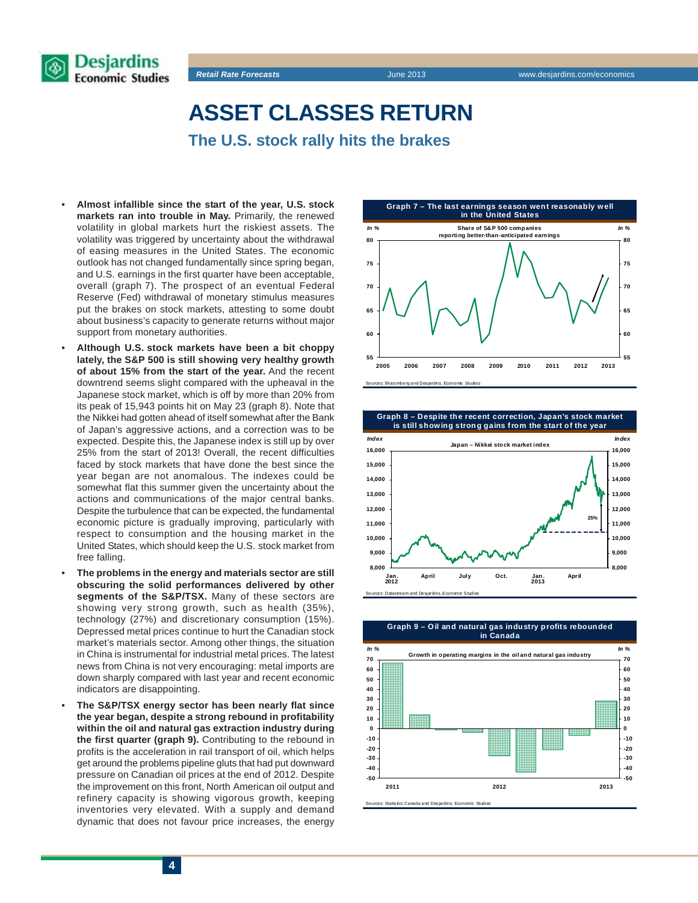# ASSET CLASSES RETURN

## The U.S. stock rally hits the brakes

- **Almost infallible since the start of the year, U.S. stock markets ran into trouble in May.** Primarily, the renewed volatility in global markets hurt the riskiest assets. The volatility was triggered by uncertainty about the withdrawal of easing measures in the United States. The economic outlook has not changed fundamentally since spring began, and U.S. earnings in the first quarter have been acceptable, overall (graph 7). The prospect of an eventual Federal Reserve (Fed) withdrawal of monetary stimulus measures put the brakes on stock markets, attesting to some doubt about business's capacity to generate returns without major support from monetary authorities.
- **Although U.S. stock markets have been a bit choppy lately, the S&P 500 is still showing very healthy growth of about 15% from the start of the year.** And the recent downtrend seems slight compared with the upheaval in the Japanese stock market, which is off by more than 20% from its peak of 15,943 points hit on May 23 (graph 8). Note that the Nikkei had gotten ahead of itself somewhat after the Bank of Japan's aggressive actions, and a correction was to be expected. Despite this, the Japanese index is still up by over 25% from the start of 2013! Overall, the recent difficulties faced by stock markets that have done the best since the year began are not anomalous. The indexes could be somewhat flat this summer given the uncertainty about the actions and communications of the major central banks. Despite the turbulence that can be expected, the fundamental economic picture is gradually improving, particularly with respect to consumption and the housing market in the United States, which should keep the U.S. stock market from free falling.
- **The problems in the energy and materials sector are still obscuring the solid performances delivered by other segments of the S&P/TSX.** Many of these sectors are showing very strong growth, such as health (35%), technology (27%) and discretionary consumption (15%). Depressed metal prices continue to hurt the Canadian stock market's materials sector. Among other things, the situation in China is instrumental for industrial metal prices. The latest news from China is not very encouraging: metal imports are down sharply compared with last year and recent economic indicators are disappointing.
- **The S&P/TSX energy sector has been nearly flat since the year began, despite a strong rebound in profitability within the oil and natural gas extraction industry during the first quarter (graph 9).** Contributing to the rebound in profits is the acceleration in rail transport of oil, which helps get around the problems pipeline gluts that had put downward pressure on Canadian oil prices at the end of 2012. Despite the improvement on this front, North American oil output and refinery capacity is showing vigorous growth, keeping inventories very elevated. With a supply and demand dynamic that does not favour price increases, the energy

**Graph 7 – The last earnings season went reasonably well in the United States**

Share of S&P 500 companies reporting better-than-anticipated earnings (In %)

Sources: Bloomberg and Desjardins, Economic Studies

**Graph 8 – Despite the recent correction, Japan's stock market is still showing strong gains from the start of the year**

Japan – Nikkei stock market index (Index)

Sources: Datastream and Desjardins, Economic Studies

**Graph 9 – Oil and natural gas industry profits rebounded in Canada**

Growth in operating margins in the oil and natural gas industry (In %)

Sources: Statistics Canada and Desjardins, Economic Studies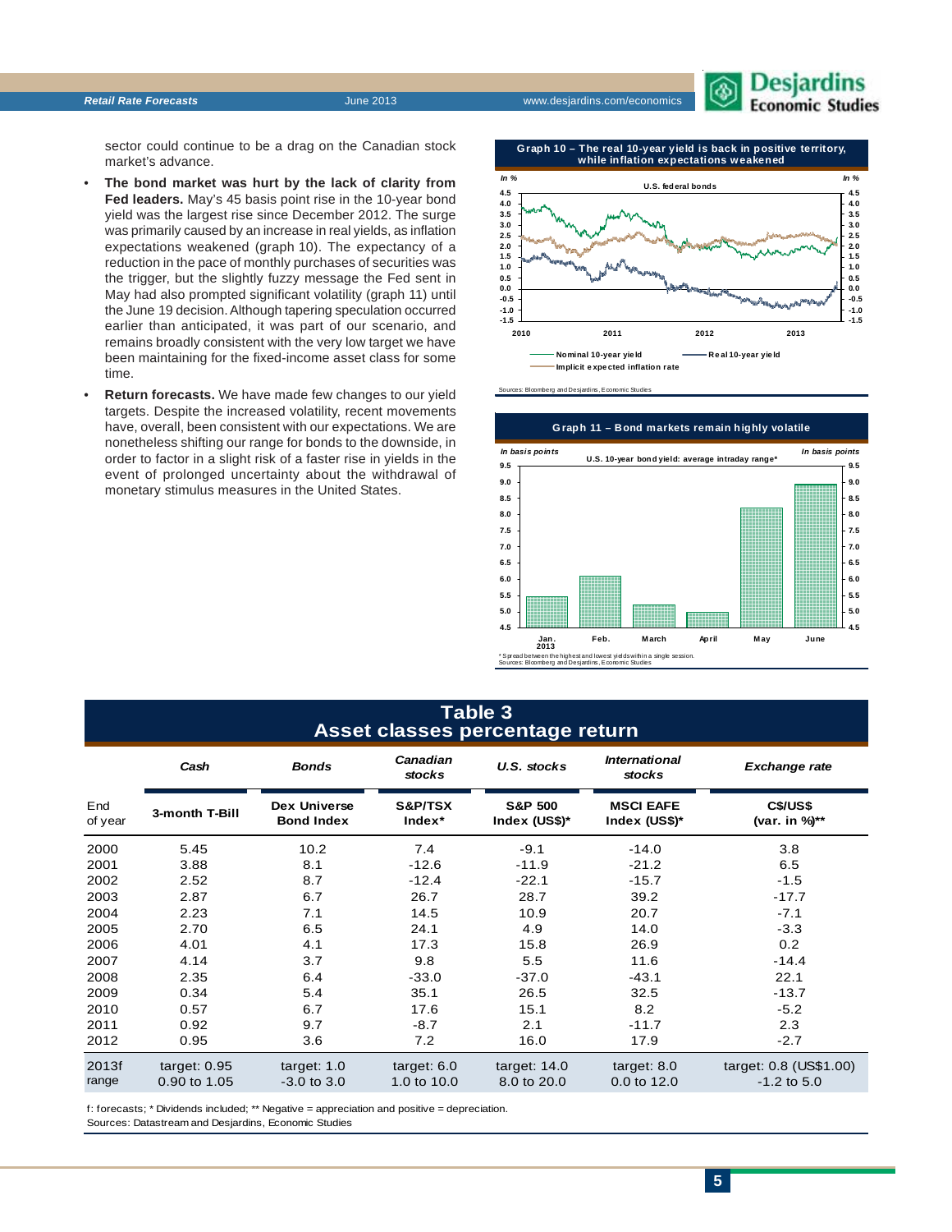sector could continue to be a drag on the Canadian stock market's advance.

- **The bond market was hurt by the lack of clarity from Fed leaders.** May's 45 basis point rise in the 10-year bond yield was the largest rise since December 2012. The surge was primarily caused by an increase in real yields, as inflation expectations weakened (graph 10). The expectancy of a reduction in the pace of monthly purchases of securities was the trigger, but the slightly fuzzy message the Fed sent in May had also prompted significant volatility (graph 11) until the June 19 decision. Although tapering speculation occurred earlier than anticipated, it was part of our scenario, and remains broadly consistent with the very low target we have been maintaining for the fixed-income asset class for some time.
- **Return forecasts.** We have made few changes to our yield targets. Despite the increased volatility, recent movements have, overall, been consistent with our expectations. We are nonetheless shifting our range for bonds to the downside, in order to factor in a slight risk of a faster rise in yields in the event of prolonged uncertainty about the withdrawal of monetary stimulus measures in the United States.

**Graph 10 – The real 10-year yield is back in positive territory, while inflation expectations weakened**

In % — U.S. federal bonds — In %

4.5, 4.0, 3.5, 3.0, 2.5, 2.0, 1.5, 1.0, 0.5, 0.0, -0.5, -1.0, -1.5

2010, 2011, 2012, 2013

Nominal 10-year yield — Real 10-year yield — Implicit expected inflation rate

Sources: Bloomberg and Desjardins, Economic Studies

**Graph 11 – Bond markets remain highly volatile**

In basis points — U.S. 10-year bond yield: average intraday range* — In basis points

9.5, 9.0, 8.5, 8.0, 7.5, 7.0, 6.5, 6.0, 5.5, 5.0, 4.5

Jan. 2013, Feb., March, April, May, June

* Spread between the highest and lowest yields within a single session.
Sources: Bloomberg and Desjardins, Economic Studies

## Table 3
## Asset classes percentage return

| | *Cash* | *Bonds* | *Canadian stocks* | *U.S. stocks* | *International stocks* | *Exchange rate* |
|---|---|---|---|---|---|---|
| End of year | **3-month T-Bill** | **Dex Universe Bond Index** | **S&P/TSX Index*** | **S&P 500 Index (US$)*** | **MSCI EAFE Index (US$)*** | **C$/US$ (var. in %)**** |
| 2000 | 5.45 | 10.2 | 7.4 | -9.1 | -14.0 | 3.8 |
| 2001 | 3.88 | 8.1 | -12.6 | -11.9 | -21.2 | 6.5 |
| 2002 | 2.52 | 8.7 | -12.4 | -22.1 | -15.7 | -1.5 |
| 2003 | 2.87 | 6.7 | 26.7 | 28.7 | 39.2 | -17.7 |
| 2004 | 2.23 | 7.1 | 14.5 | 10.9 | 20.7 | -7.1 |
| 2005 | 2.70 | 6.5 | 24.1 | 4.9 | 14.0 | -3.3 |
| 2006 | 4.01 | 4.1 | 17.3 | 15.8 | 26.9 | 0.2 |
| 2007 | 4.14 | 3.7 | 9.8 | 5.5 | 11.6 | -14.4 |
| 2008 | 2.35 | 6.4 | -33.0 | -37.0 | -43.1 | 22.1 |
| 2009 | 0.34 | 5.4 | 35.1 | 26.5 | 32.5 | -13.7 |
| 2010 | 0.57 | 6.7 | 17.6 | 15.1 | 8.2 | -5.2 |
| 2011 | 0.92 | 9.7 | -8.7 | 2.1 | -11.7 | 2.3 |
| 2012 | 0.95 | 3.6 | 7.2 | 16.0 | 17.9 | -2.7 |
| 2013f | target: 0.95 | target: 1.0 | target: 6.0 | target: 14.0 | target: 8.0 | target: 0.8 (US$1.00) |
| range | 0.90 to 1.05 | -3.0 to 3.0 | 1.0 to 10.0 | 8.0 to 20.0 | 0.0 to 12.0 | -1.2 to 5.0 |

f: forecasts; * Dividends included; ** Negative = appreciation and positive = depreciation.
Sources: Datastream and Desjardins, Economic Studies